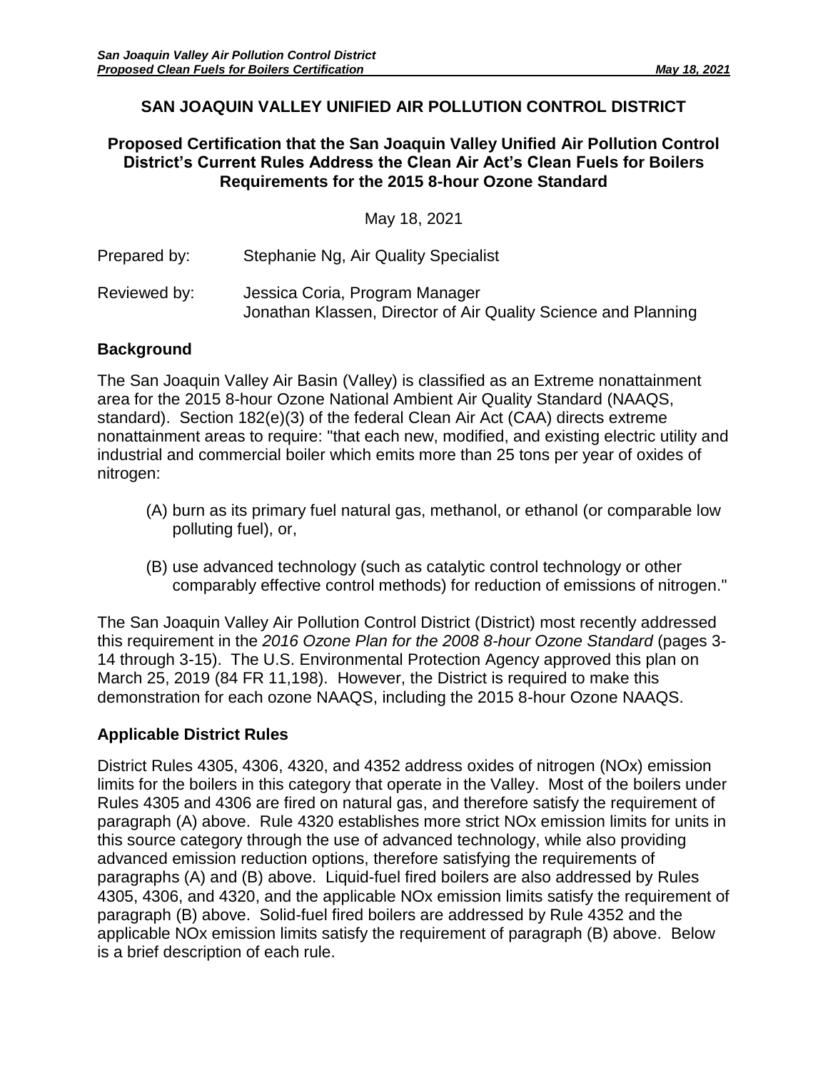# SAN JOAQUIN VALLEY UNIFIED AIR POLLUTION CONTROL DISTRICT

## Proposed Certification that the San Joaquin Valley Unified Air Pollution Control District's Current Rules Address the Clean Air Act's Clean Fuels for Boilers Requirements for the 2015 8-hour Ozone Standard

May 18, 2021

Prepared by: Stephanie Ng, Air Quality Specialist

Reviewed by: Jessica Coria, Program Manager
Jonathan Klassen, Director of Air Quality Science and Planning

### Background

The San Joaquin Valley Air Basin (Valley) is classified as an Extreme nonattainment area for the 2015 8-hour Ozone National Ambient Air Quality Standard (NAAQS, standard). Section 182(e)(3) of the federal Clean Air Act (CAA) directs extreme nonattainment areas to require: "that each new, modified, and existing electric utility and industrial and commercial boiler which emits more than 25 tons per year of oxides of nitrogen:

(A) burn as its primary fuel natural gas, methanol, or ethanol (or comparable low polluting fuel), or,

(B) use advanced technology (such as catalytic control technology or other comparably effective control methods) for reduction of emissions of nitrogen."

The San Joaquin Valley Air Pollution Control District (District) most recently addressed this requirement in the *2016 Ozone Plan for the 2008 8-hour Ozone Standard* (pages 3-14 through 3-15). The U.S. Environmental Protection Agency approved this plan on March 25, 2019 (84 FR 11,198). However, the District is required to make this demonstration for each ozone NAAQS, including the 2015 8-hour Ozone NAAQS.

### Applicable District Rules

District Rules 4305, 4306, 4320, and 4352 address oxides of nitrogen (NOx) emission limits for the boilers in this category that operate in the Valley. Most of the boilers under Rules 4305 and 4306 are fired on natural gas, and therefore satisfy the requirement of paragraph (A) above. Rule 4320 establishes more strict NOx emission limits for units in this source category through the use of advanced technology, while also providing advanced emission reduction options, therefore satisfying the requirements of paragraphs (A) and (B) above. Liquid-fuel fired boilers are also addressed by Rules 4305, 4306, and 4320, and the applicable NOx emission limits satisfy the requirement of paragraph (B) above. Solid-fuel fired boilers are addressed by Rule 4352 and the applicable NOx emission limits satisfy the requirement of paragraph (B) above. Below is a brief description of each rule.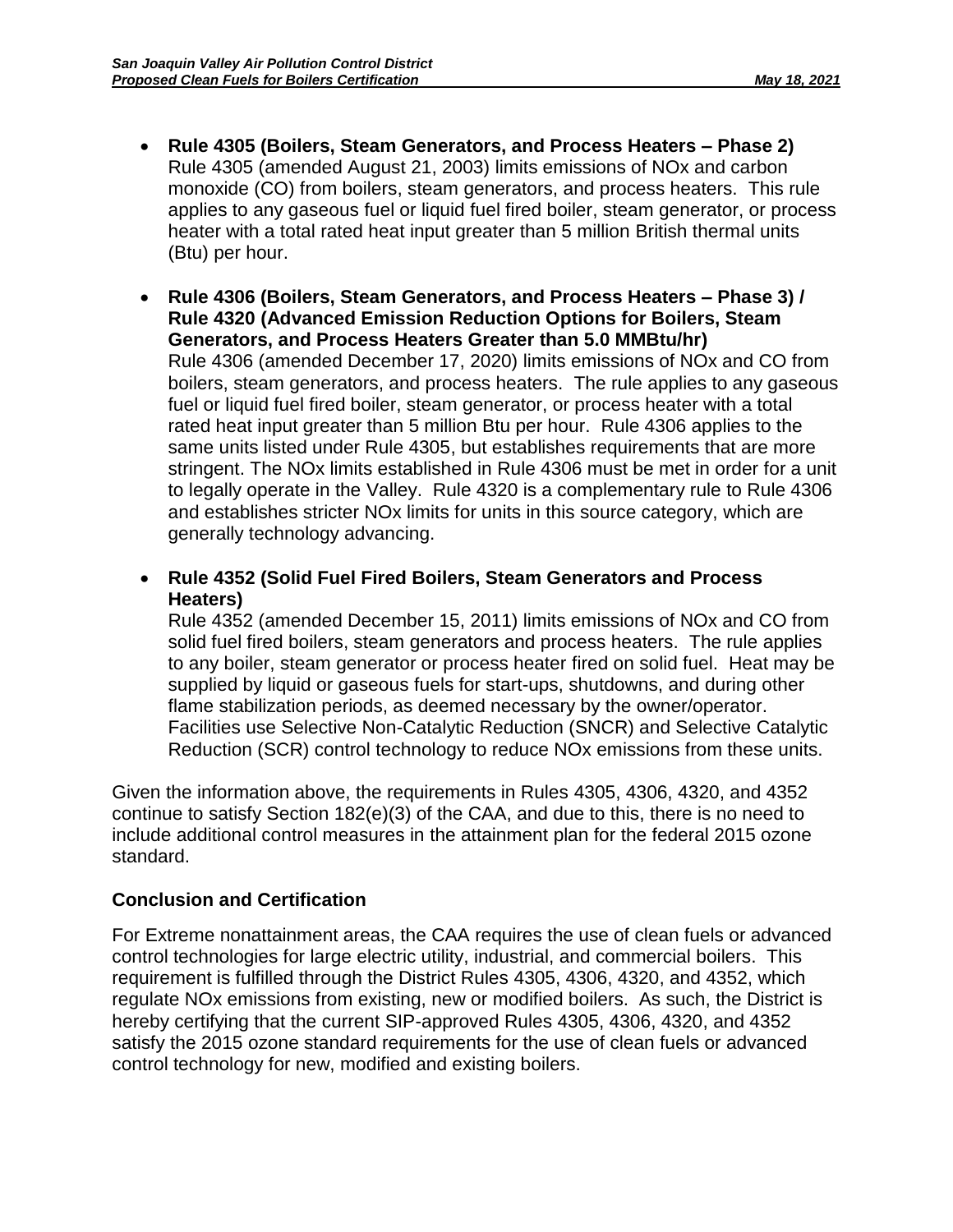- **Rule 4305 (Boilers, Steam Generators, and Process Heaters – Phase 2)**
  Rule 4305 (amended August 21, 2003) limits emissions of NOx and carbon monoxide (CO) from boilers, steam generators, and process heaters. This rule applies to any gaseous fuel or liquid fuel fired boiler, steam generator, or process heater with a total rated heat input greater than 5 million British thermal units (Btu) per hour.

- **Rule 4306 (Boilers, Steam Generators, and Process Heaters – Phase 3) / Rule 4320 (Advanced Emission Reduction Options for Boilers, Steam Generators, and Process Heaters Greater than 5.0 MMBtu/hr)**
  Rule 4306 (amended December 17, 2020) limits emissions of NOx and CO from boilers, steam generators, and process heaters. The rule applies to any gaseous fuel or liquid fuel fired boiler, steam generator, or process heater with a total rated heat input greater than 5 million Btu per hour. Rule 4306 applies to the same units listed under Rule 4305, but establishes requirements that are more stringent. The NOx limits established in Rule 4306 must be met in order for a unit to legally operate in the Valley. Rule 4320 is a complementary rule to Rule 4306 and establishes stricter NOx limits for units in this source category, which are generally technology advancing.

- **Rule 4352 (Solid Fuel Fired Boilers, Steam Generators and Process Heaters)**
  Rule 4352 (amended December 15, 2011) limits emissions of NOx and CO from solid fuel fired boilers, steam generators and process heaters. The rule applies to any boiler, steam generator or process heater fired on solid fuel. Heat may be supplied by liquid or gaseous fuels for start-ups, shutdowns, and during other flame stabilization periods, as deemed necessary by the owner/operator. Facilities use Selective Non-Catalytic Reduction (SNCR) and Selective Catalytic Reduction (SCR) control technology to reduce NOx emissions from these units.

Given the information above, the requirements in Rules 4305, 4306, 4320, and 4352 continue to satisfy Section 182(e)(3) of the CAA, and due to this, there is no need to include additional control measures in the attainment plan for the federal 2015 ozone standard.

## Conclusion and Certification

For Extreme nonattainment areas, the CAA requires the use of clean fuels or advanced control technologies for large electric utility, industrial, and commercial boilers. This requirement is fulfilled through the District Rules 4305, 4306, 4320, and 4352, which regulate NOx emissions from existing, new or modified boilers. As such, the District is hereby certifying that the current SIP-approved Rules 4305, 4306, 4320, and 4352 satisfy the 2015 ozone standard requirements for the use of clean fuels or advanced control technology for new, modified and existing boilers.